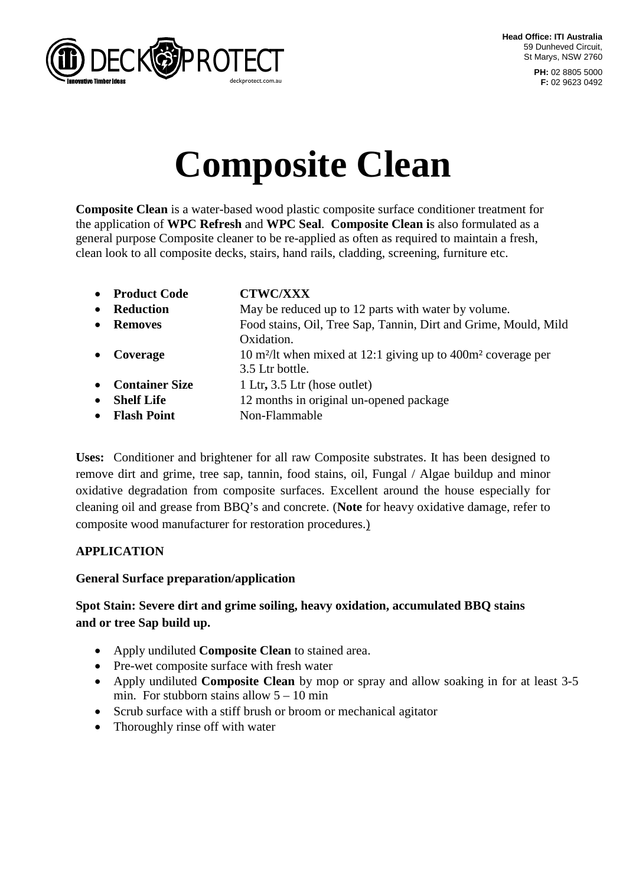Head Office: ITI Australia
59 Dunheved Circuit,
St Marys, NSW 2760

**PH:** 02 8805 5000
**F:** 02 9623 0492

# Composite Clean

**Composite Clean** is a water-based wood plastic composite surface conditioner treatment for the application of **WPC Refresh** and **WPC Seal**. **Composite Clean i**s also formulated as a general purpose Composite cleaner to be re-applied as often as required to maintain a fresh, clean look to all composite decks, stairs, hand rails, cladding, screening, furniture etc.

- **Product Code** — **CTWC/XXX**
- **Reduction** — May be reduced up to 12 parts with water by volume.
- **Removes** — Food stains, Oil, Tree Sap, Tannin, Dirt and Grime, Mould, Mild Oxidation.
- **Coverage** — 10 m²/lt when mixed at 12:1 giving up to 400m² coverage per 3.5 Ltr bottle.
- **Container Size** — 1 Ltr**,** 3.5 Ltr (hose outlet)
- **Shelf Life** — 12 months in original un-opened package
- **Flash Point** — Non-Flammable

**Uses:** Conditioner and brightener for all raw Composite substrates. It has been designed to remove dirt and grime, tree sap, tannin, food stains, oil, Fungal / Algae buildup and minor oxidative degradation from composite surfaces. Excellent around the house especially for cleaning oil and grease from BBQ's and concrete. (**Note** for heavy oxidative damage, refer to composite wood manufacturer for restoration procedures.)

**APPLICATION**

**General Surface preparation/application**

**Spot Stain: Severe dirt and grime soiling, heavy oxidation, accumulated BBQ stains and or tree Sap build up.**

- Apply undiluted **Composite Clean** to stained area.
- Pre-wet composite surface with fresh water
- Apply undiluted **Composite Clean** by mop or spray and allow soaking in for at least 3-5 min. For stubborn stains allow 5 – 10 min
- Scrub surface with a stiff brush or broom or mechanical agitator
- Thoroughly rinse off with water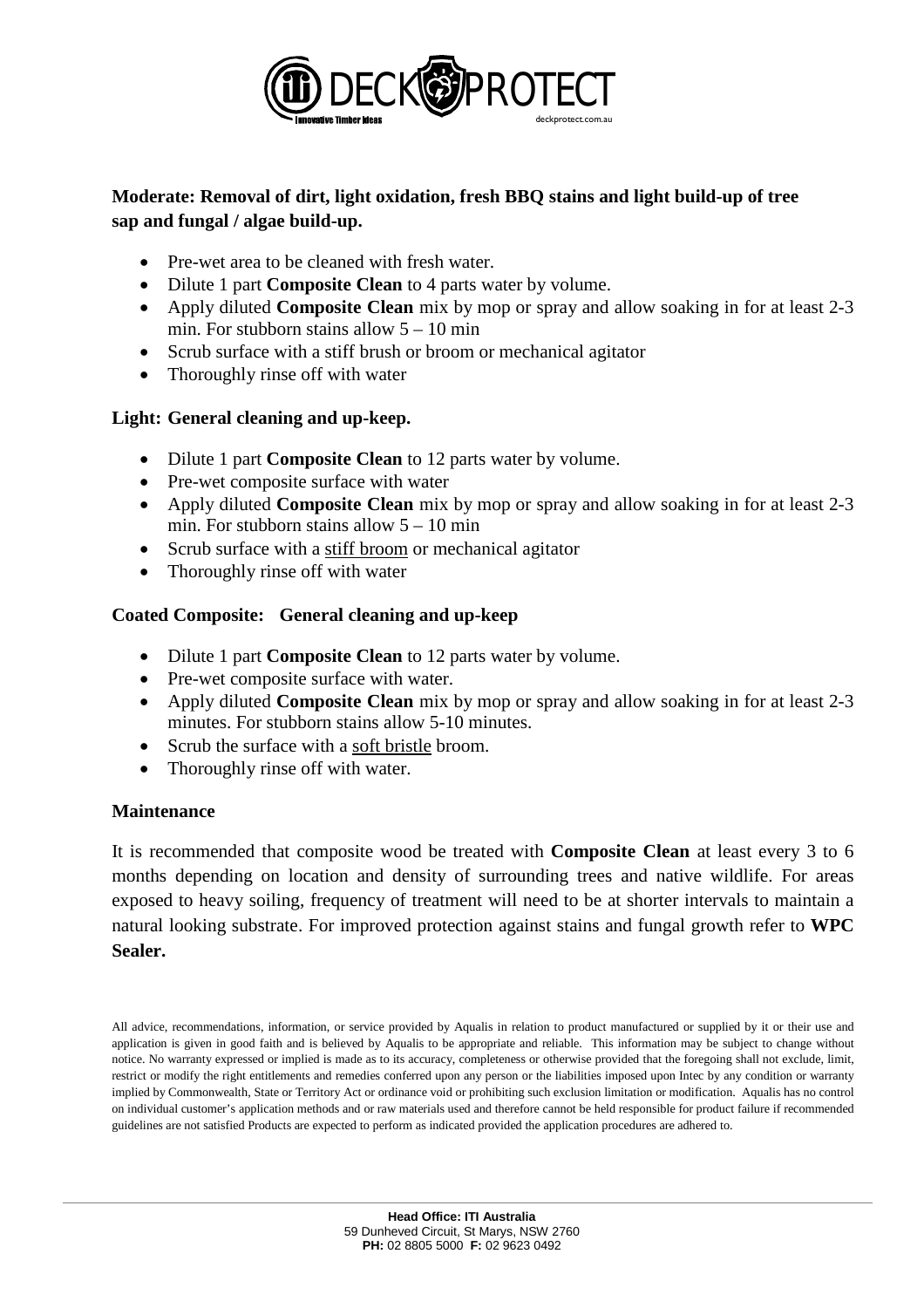**Moderate: Removal of dirt, light oxidation, fresh BBQ stains and light build-up of tree sap and fungal / algae build-up.**

- Pre-wet area to be cleaned with fresh water.
- Dilute 1 part **Composite Clean** to 4 parts water by volume.
- Apply diluted **Composite Clean** mix by mop or spray and allow soaking in for at least 2-3 min. For stubborn stains allow 5 – 10 min
- Scrub surface with a stiff brush or broom or mechanical agitator
- Thoroughly rinse off with water

**Light: General cleaning and up-keep.**

- Dilute 1 part **Composite Clean** to 12 parts water by volume.
- Pre-wet composite surface with water
- Apply diluted **Composite Clean** mix by mop or spray and allow soaking in for at least 2-3 min. For stubborn stains allow 5 – 10 min
- Scrub surface with a stiff broom or mechanical agitator
- Thoroughly rinse off with water

**Coated Composite: General cleaning and up-keep**

- Dilute 1 part **Composite Clean** to 12 parts water by volume.
- Pre-wet composite surface with water.
- Apply diluted **Composite Clean** mix by mop or spray and allow soaking in for at least 2-3 minutes. For stubborn stains allow 5-10 minutes.
- Scrub the surface with a soft bristle broom.
- Thoroughly rinse off with water.

**Maintenance**

It is recommended that composite wood be treated with **Composite Clean** at least every 3 to 6 months depending on location and density of surrounding trees and native wildlife. For areas exposed to heavy soiling, frequency of treatment will need to be at shorter intervals to maintain a natural looking substrate. For improved protection against stains and fungal growth refer to **WPC Sealer.**

All advice, recommendations, information, or service provided by Aqualis in relation to product manufactured or supplied by it or their use and application is given in good faith and is believed by Aqualis to be appropriate and reliable. This information may be subject to change without notice. No warranty expressed or implied is made as to its accuracy, completeness or otherwise provided that the foregoing shall not exclude, limit, restrict or modify the right entitlements and remedies conferred upon any person or the liabilities imposed upon Intec by any condition or warranty implied by Commonwealth, State or Territory Act or ordinance void or prohibiting such exclusion limitation or modification. Aqualis has no control on individual customer's application methods and or raw materials used and therefore cannot be held responsible for product failure if recommended guidelines are not satisfied Products are expected to perform as indicated provided the application procedures are adhered to.